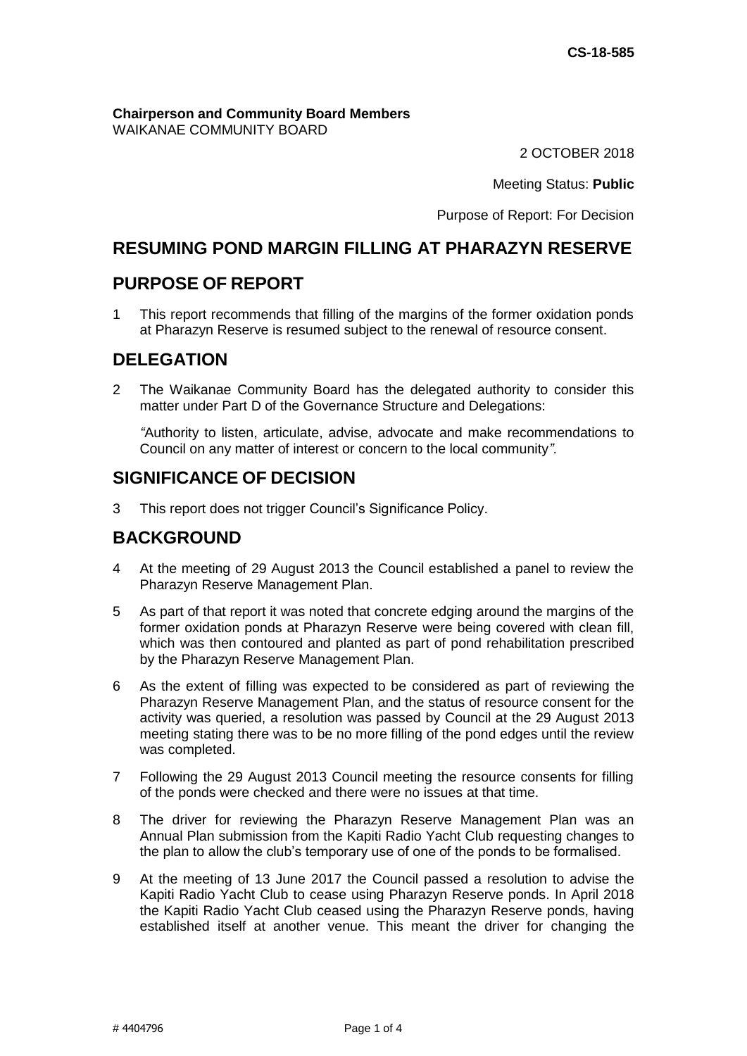CS-18-585

**Chairperson and Community Board Members**
WAIKANAE COMMUNITY BOARD

2 OCTOBER 2018

Meeting Status: **Public**

Purpose of Report: For Decision

# RESUMING POND MARGIN FILLING AT PHARAZYN RESERVE

## PURPOSE OF REPORT

1 This report recommends that filling of the margins of the former oxidation ponds at Pharazyn Reserve is resumed subject to the renewal of resource consent.

## DELEGATION

2 The Waikanae Community Board has the delegated authority to consider this matter under Part D of the Governance Structure and Delegations:

*"*Authority to listen, articulate, advise, advocate and make recommendations to Council on any matter of interest or concern to the local community*".*

## SIGNIFICANCE OF DECISION

3 This report does not trigger Council's Significance Policy.

## BACKGROUND

4 At the meeting of 29 August 2013 the Council established a panel to review the Pharazyn Reserve Management Plan.

5 As part of that report it was noted that concrete edging around the margins of the former oxidation ponds at Pharazyn Reserve were being covered with clean fill, which was then contoured and planted as part of pond rehabilitation prescribed by the Pharazyn Reserve Management Plan.

6 As the extent of filling was expected to be considered as part of reviewing the Pharazyn Reserve Management Plan, and the status of resource consent for the activity was queried, a resolution was passed by Council at the 29 August 2013 meeting stating there was to be no more filling of the pond edges until the review was completed.

7 Following the 29 August 2013 Council meeting the resource consents for filling of the ponds were checked and there were no issues at that time.

8 The driver for reviewing the Pharazyn Reserve Management Plan was an Annual Plan submission from the Kapiti Radio Yacht Club requesting changes to the plan to allow the club's temporary use of one of the ponds to be formalised.

9 At the meeting of 13 June 2017 the Council passed a resolution to advise the Kapiti Radio Yacht Club to cease using Pharazyn Reserve ponds. In April 2018 the Kapiti Radio Yacht Club ceased using the Pharazyn Reserve ponds, having established itself at another venue. This meant the driver for changing the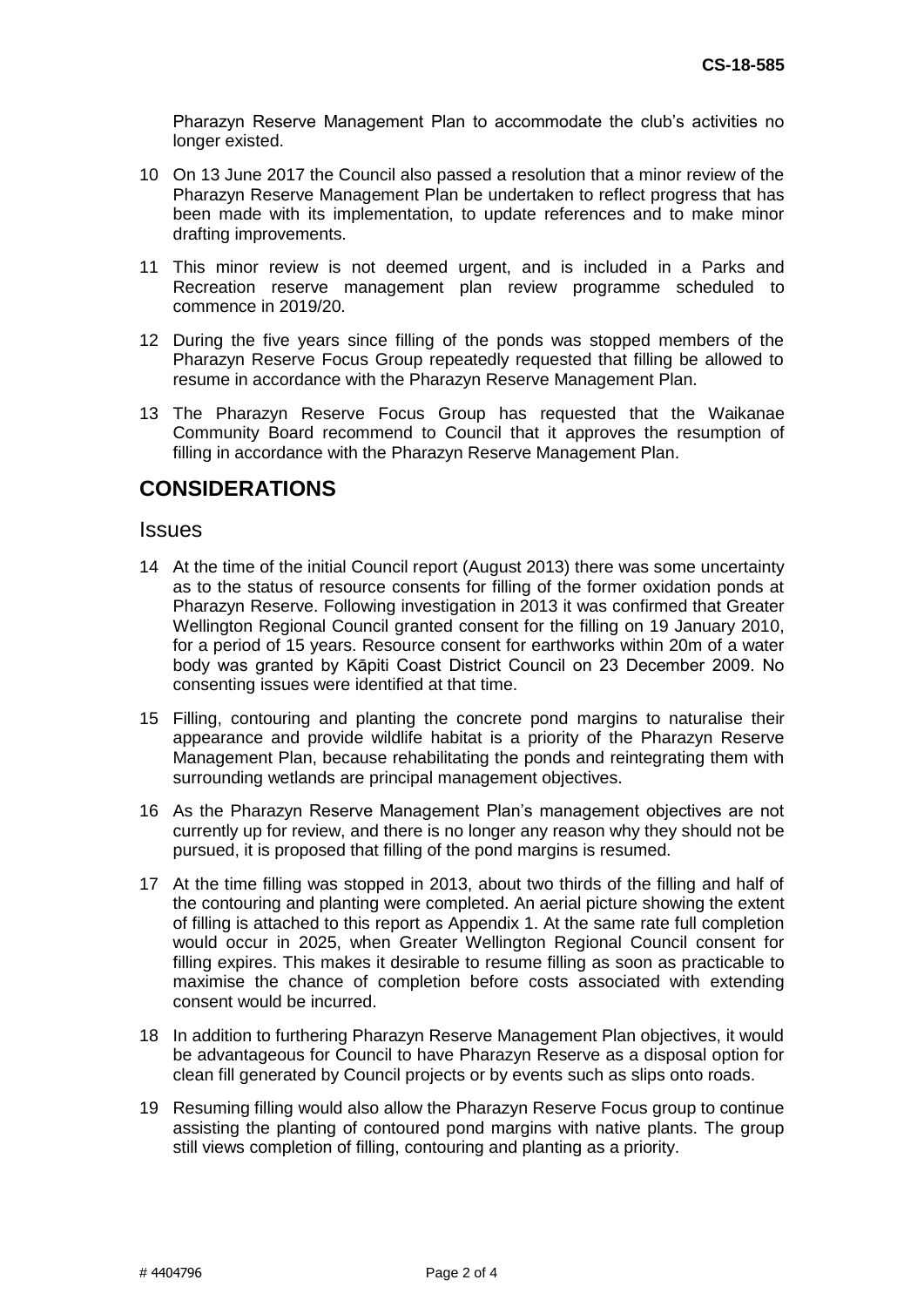Pharazyn Reserve Management Plan to accommodate the club's activities no longer existed.

10 On 13 June 2017 the Council also passed a resolution that a minor review of the Pharazyn Reserve Management Plan be undertaken to reflect progress that has been made with its implementation, to update references and to make minor drafting improvements.

11 This minor review is not deemed urgent, and is included in a Parks and Recreation reserve management plan review programme scheduled to commence in 2019/20.

12 During the five years since filling of the ponds was stopped members of the Pharazyn Reserve Focus Group repeatedly requested that filling be allowed to resume in accordance with the Pharazyn Reserve Management Plan.

13 The Pharazyn Reserve Focus Group has requested that the Waikanae Community Board recommend to Council that it approves the resumption of filling in accordance with the Pharazyn Reserve Management Plan.

## CONSIDERATIONS

### Issues

14 At the time of the initial Council report (August 2013) there was some uncertainty as to the status of resource consents for filling of the former oxidation ponds at Pharazyn Reserve. Following investigation in 2013 it was confirmed that Greater Wellington Regional Council granted consent for the filling on 19 January 2010, for a period of 15 years. Resource consent for earthworks within 20m of a water body was granted by Kāpiti Coast District Council on 23 December 2009. No consenting issues were identified at that time.

15 Filling, contouring and planting the concrete pond margins to naturalise their appearance and provide wildlife habitat is a priority of the Pharazyn Reserve Management Plan, because rehabilitating the ponds and reintegrating them with surrounding wetlands are principal management objectives.

16 As the Pharazyn Reserve Management Plan's management objectives are not currently up for review, and there is no longer any reason why they should not be pursued, it is proposed that filling of the pond margins is resumed.

17 At the time filling was stopped in 2013, about two thirds of the filling and half of the contouring and planting were completed. An aerial picture showing the extent of filling is attached to this report as Appendix 1. At the same rate full completion would occur in 2025, when Greater Wellington Regional Council consent for filling expires. This makes it desirable to resume filling as soon as practicable to maximise the chance of completion before costs associated with extending consent would be incurred.

18 In addition to furthering Pharazyn Reserve Management Plan objectives, it would be advantageous for Council to have Pharazyn Reserve as a disposal option for clean fill generated by Council projects or by events such as slips onto roads.

19 Resuming filling would also allow the Pharazyn Reserve Focus group to continue assisting the planting of contoured pond margins with native plants. The group still views completion of filling, contouring and planting as a priority.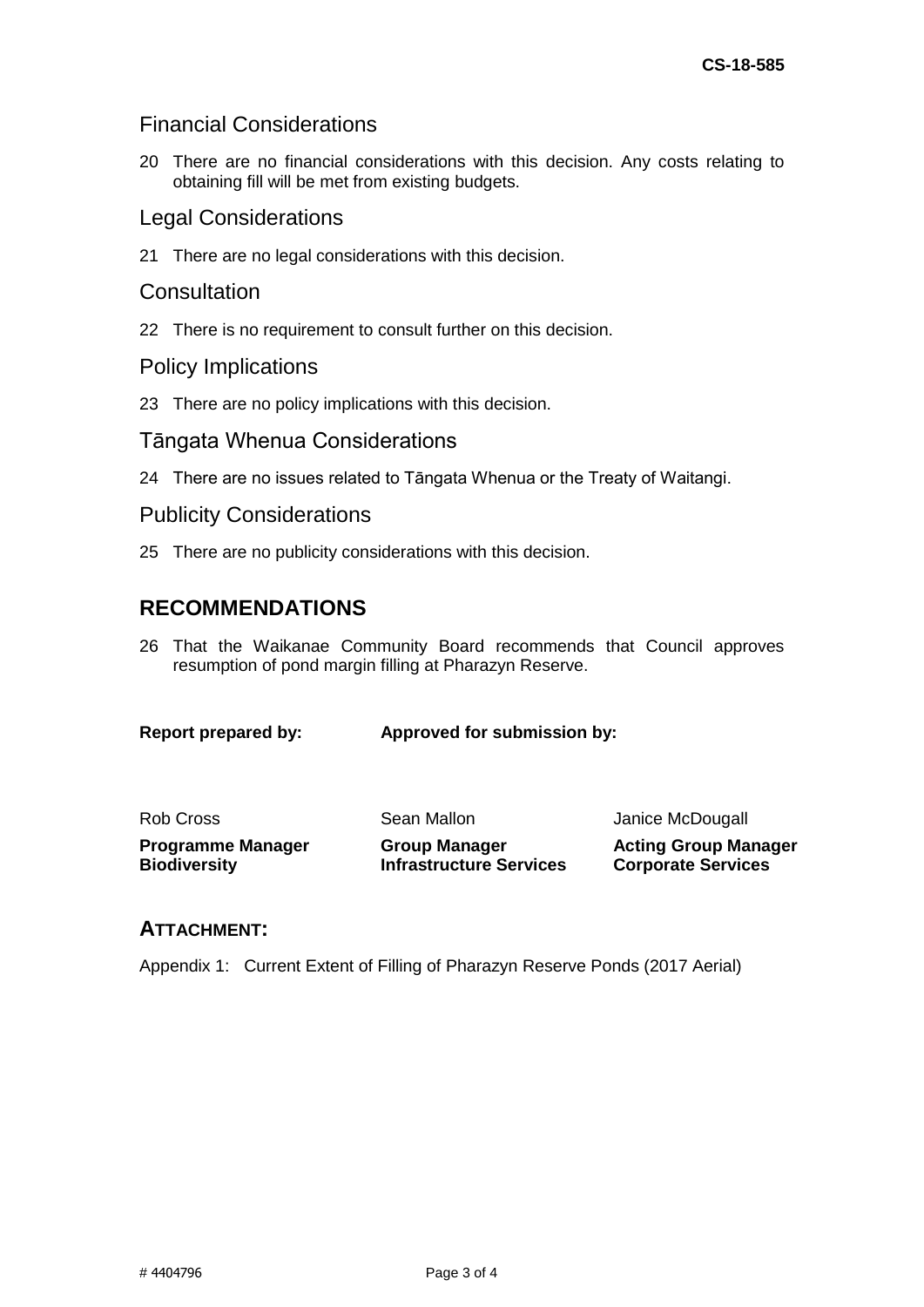## Financial Considerations

20 There are no financial considerations with this decision. Any costs relating to obtaining fill will be met from existing budgets.

## Legal Considerations

21 There are no legal considerations with this decision.

## Consultation

22 There is no requirement to consult further on this decision.

## Policy Implications

23 There are no policy implications with this decision.

## Tāngata Whenua Considerations

24 There are no issues related to Tāngata Whenua or the Treaty of Waitangi.

## Publicity Considerations

25 There are no publicity considerations with this decision.

# RECOMMENDATIONS

26 That the Waikanae Community Board recommends that Council approves resumption of pond margin filling at Pharazyn Reserve.

| **Report prepared by:** | **Approved for submission by:** | |
|---|---|---|
| Rob Cross | Sean Mallon | Janice McDougall |
| **Programme Manager Biodiversity** | **Group Manager Infrastructure Services** | **Acting Group Manager Corporate Services** |

## ATTACHMENT:

Appendix 1: Current Extent of Filling of Pharazyn Reserve Ponds (2017 Aerial)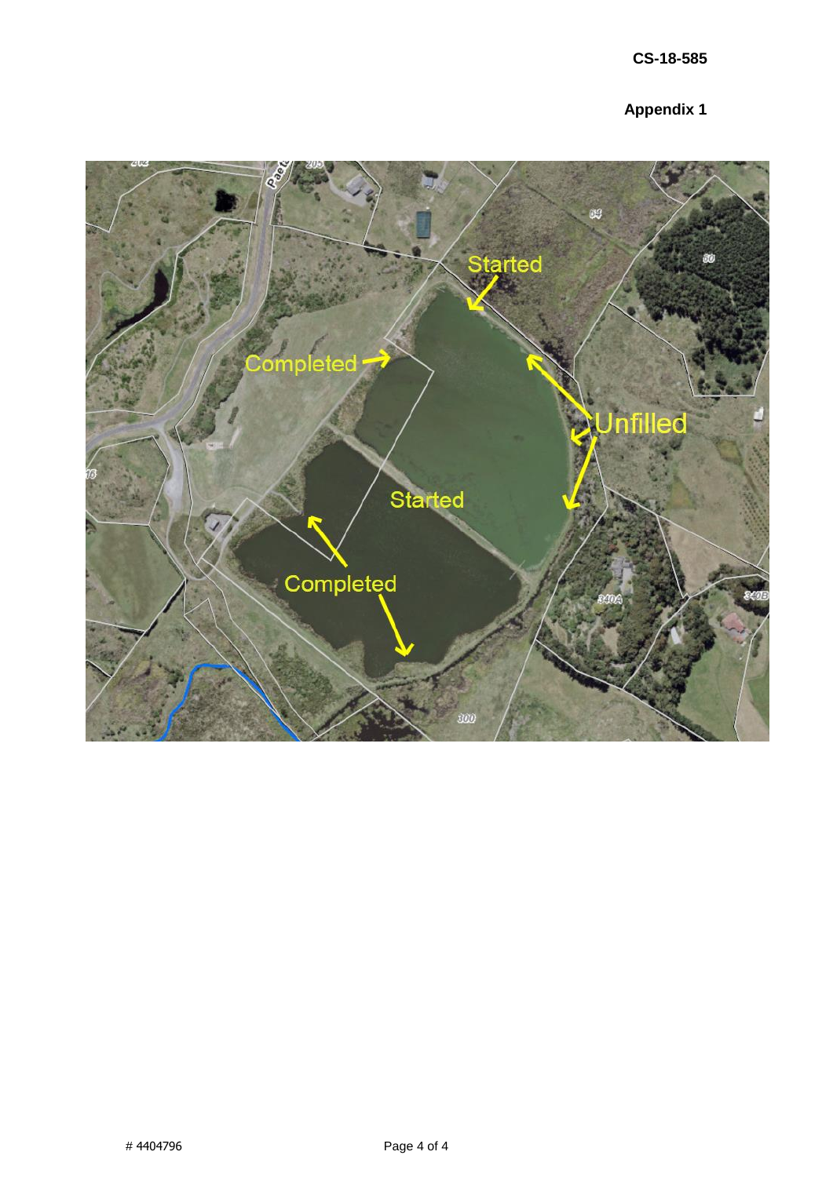## Appendix 1

Started

Completed

Unfilled

Started

Completed